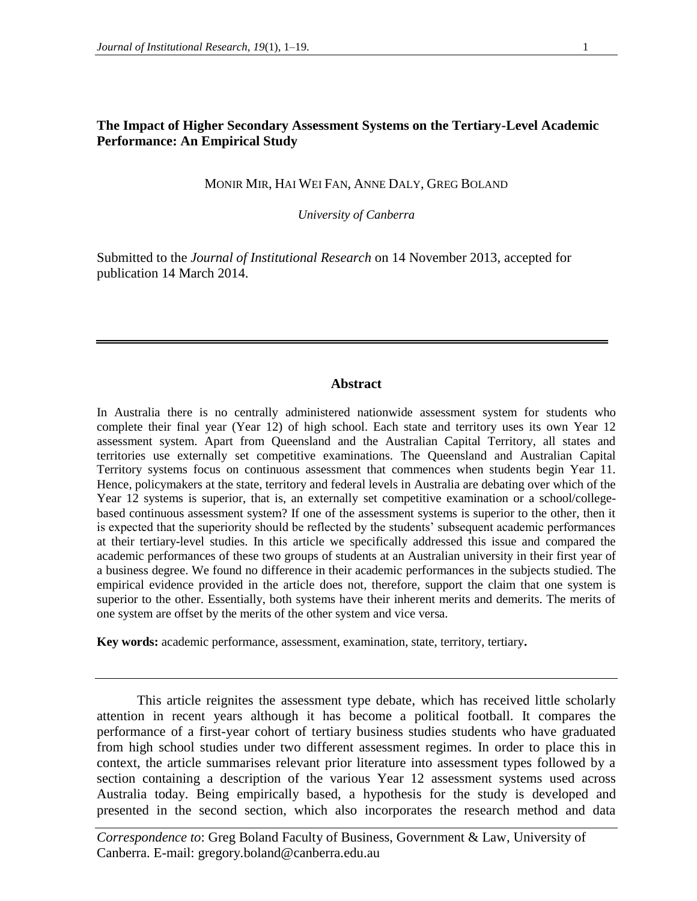# The Impact of Higher Secondary Assessment Systems on the Tertiary-Level Academic Performance: An Empirical Study

MONIR MIR, HAI WEI FAN, ANNE DALY, GREG BOLAND

*University of Canberra*

Submitted to the *Journal of Institutional Research* on 14 November 2013, accepted for publication 14 March 2014.

---

## Abstract

In Australia there is no centrally administered nationwide assessment system for students who complete their final year (Year 12) of high school. Each state and territory uses its own Year 12 assessment system. Apart from Queensland and the Australian Capital Territory, all states and territories use externally set competitive examinations. The Queensland and Australian Capital Territory systems focus on continuous assessment that commences when students begin Year 11. Hence, policymakers at the state, territory and federal levels in Australia are debating over which of the Year 12 systems is superior, that is, an externally set competitive examination or a school/college-based continuous assessment system? If one of the assessment systems is superior to the other, then it is expected that the superiority should be reflected by the students' subsequent academic performances at their tertiary-level studies. In this article we specifically addressed this issue and compared the academic performances of these two groups of students at an Australian university in their first year of a business degree. We found no difference in their academic performances in the subjects studied. The empirical evidence provided in the article does not, therefore, support the claim that one system is superior to the other. Essentially, both systems have their inherent merits and demerits. The merits of one system are offset by the merits of the other system and vice versa.

**Key words:** academic performance, assessment, examination, state, territory, tertiary**.**

---

This article reignites the assessment type debate, which has received little scholarly attention in recent years although it has become a political football. It compares the performance of a first-year cohort of tertiary business studies students who have graduated from high school studies under two different assessment regimes. In order to place this in context, the article summarises relevant prior literature into assessment types followed by a section containing a description of the various Year 12 assessment systems used across Australia today. Being empirically based, a hypothesis for the study is developed and presented in the second section, which also incorporates the research method and data

---

*Correspondence to*: Greg Boland Faculty of Business, Government & Law, University of Canberra. E-mail: gregory.boland@canberra.edu.au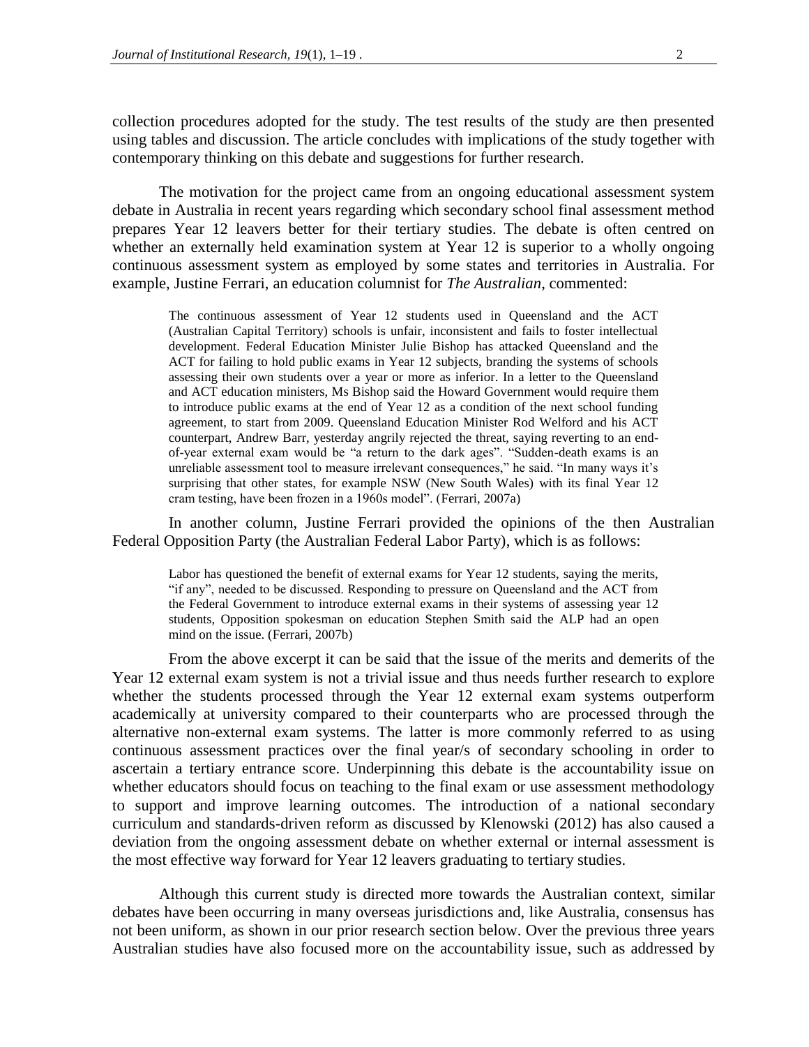collection procedures adopted for the study. The test results of the study are then presented using tables and discussion. The article concludes with implications of the study together with contemporary thinking on this debate and suggestions for further research.

The motivation for the project came from an ongoing educational assessment system debate in Australia in recent years regarding which secondary school final assessment method prepares Year 12 leavers better for their tertiary studies. The debate is often centred on whether an externally held examination system at Year 12 is superior to a wholly ongoing continuous assessment system as employed by some states and territories in Australia. For example, Justine Ferrari, an education columnist for *The Australian*, commented:

> The continuous assessment of Year 12 students used in Queensland and the ACT (Australian Capital Territory) schools is unfair, inconsistent and fails to foster intellectual development. Federal Education Minister Julie Bishop has attacked Queensland and the ACT for failing to hold public exams in Year 12 subjects, branding the systems of schools assessing their own students over a year or more as inferior. In a letter to the Queensland and ACT education ministers, Ms Bishop said the Howard Government would require them to introduce public exams at the end of Year 12 as a condition of the next school funding agreement, to start from 2009. Queensland Education Minister Rod Welford and his ACT counterpart, Andrew Barr, yesterday angrily rejected the threat, saying reverting to an end-of-year external exam would be "a return to the dark ages". "Sudden-death exams is an unreliable assessment tool to measure irrelevant consequences," he said. "In many ways it's surprising that other states, for example NSW (New South Wales) with its final Year 12 cram testing, have been frozen in a 1960s model". (Ferrari, 2007a)

In another column, Justine Ferrari provided the opinions of the then Australian Federal Opposition Party (the Australian Federal Labor Party), which is as follows:

> Labor has questioned the benefit of external exams for Year 12 students, saying the merits, "if any", needed to be discussed. Responding to pressure on Queensland and the ACT from the Federal Government to introduce external exams in their systems of assessing year 12 students, Opposition spokesman on education Stephen Smith said the ALP had an open mind on the issue. (Ferrari, 2007b)

From the above excerpt it can be said that the issue of the merits and demerits of the Year 12 external exam system is not a trivial issue and thus needs further research to explore whether the students processed through the Year 12 external exam systems outperform academically at university compared to their counterparts who are processed through the alternative non-external exam systems. The latter is more commonly referred to as using continuous assessment practices over the final year/s of secondary schooling in order to ascertain a tertiary entrance score. Underpinning this debate is the accountability issue on whether educators should focus on teaching to the final exam or use assessment methodology to support and improve learning outcomes. The introduction of a national secondary curriculum and standards-driven reform as discussed by Klenowski (2012) has also caused a deviation from the ongoing assessment debate on whether external or internal assessment is the most effective way forward for Year 12 leavers graduating to tertiary studies.

Although this current study is directed more towards the Australian context, similar debates have been occurring in many overseas jurisdictions and, like Australia, consensus has not been uniform, as shown in our prior research section below. Over the previous three years Australian studies have also focused more on the accountability issue, such as addressed by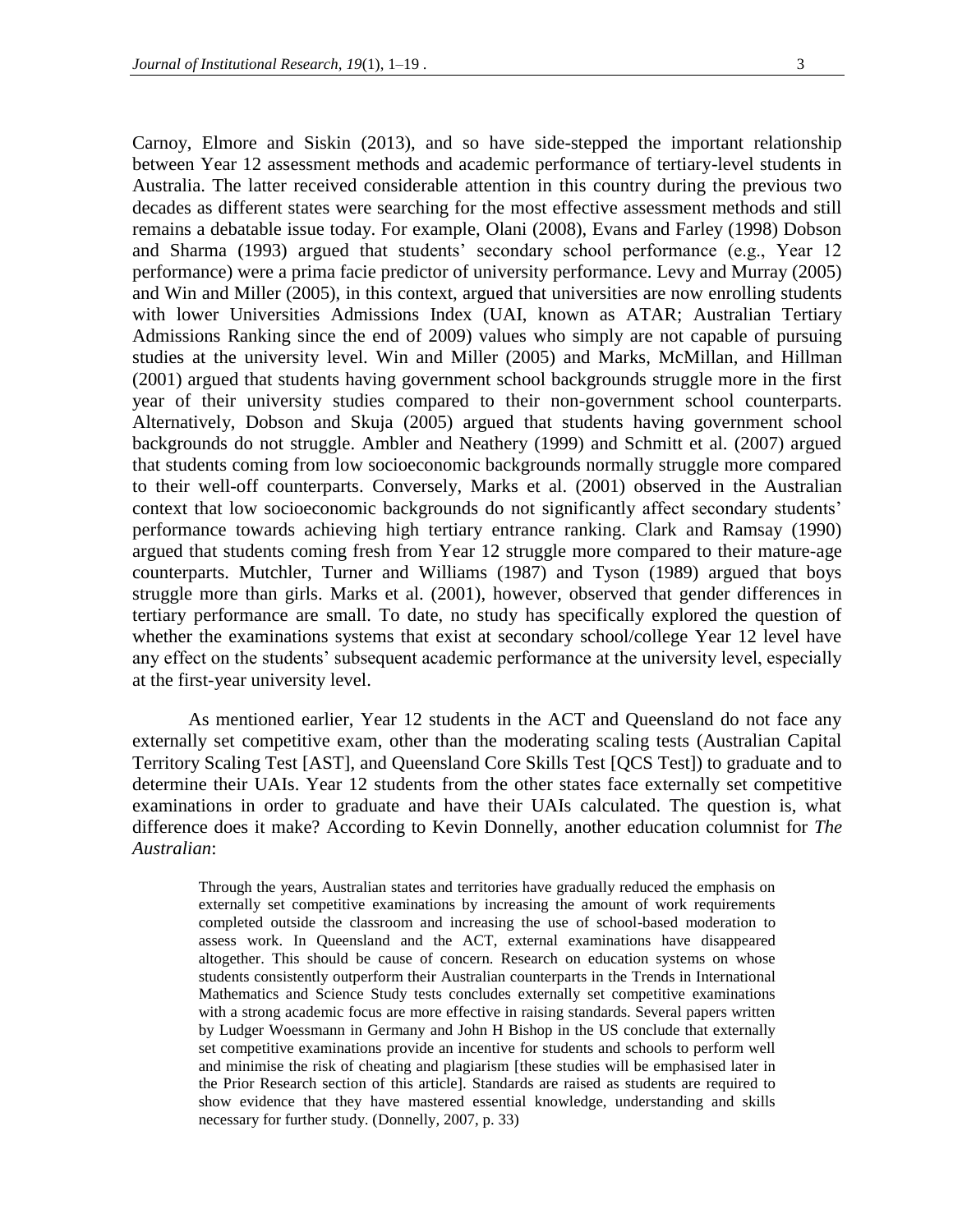Carnoy, Elmore and Siskin (2013), and so have side-stepped the important relationship between Year 12 assessment methods and academic performance of tertiary-level students in Australia. The latter received considerable attention in this country during the previous two decades as different states were searching for the most effective assessment methods and still remains a debatable issue today. For example, Olani (2008), Evans and Farley (1998) Dobson and Sharma (1993) argued that students' secondary school performance (e.g., Year 12 performance) were a prima facie predictor of university performance. Levy and Murray (2005) and Win and Miller (2005), in this context, argued that universities are now enrolling students with lower Universities Admissions Index (UAI, known as ATAR; Australian Tertiary Admissions Ranking since the end of 2009) values who simply are not capable of pursuing studies at the university level. Win and Miller (2005) and Marks, McMillan, and Hillman (2001) argued that students having government school backgrounds struggle more in the first year of their university studies compared to their non-government school counterparts. Alternatively, Dobson and Skuja (2005) argued that students having government school backgrounds do not struggle. Ambler and Neathery (1999) and Schmitt et al. (2007) argued that students coming from low socioeconomic backgrounds normally struggle more compared to their well-off counterparts. Conversely, Marks et al. (2001) observed in the Australian context that low socioeconomic backgrounds do not significantly affect secondary students' performance towards achieving high tertiary entrance ranking. Clark and Ramsay (1990) argued that students coming fresh from Year 12 struggle more compared to their mature-age counterparts. Mutchler, Turner and Williams (1987) and Tyson (1989) argued that boys struggle more than girls. Marks et al. (2001), however, observed that gender differences in tertiary performance are small. To date, no study has specifically explored the question of whether the examinations systems that exist at secondary school/college Year 12 level have any effect on the students' subsequent academic performance at the university level, especially at the first-year university level.

As mentioned earlier, Year 12 students in the ACT and Queensland do not face any externally set competitive exam, other than the moderating scaling tests (Australian Capital Territory Scaling Test [AST], and Queensland Core Skills Test [QCS Test]) to graduate and to determine their UAIs. Year 12 students from the other states face externally set competitive examinations in order to graduate and have their UAIs calculated. The question is, what difference does it make? According to Kevin Donnelly, another education columnist for *The Australian*:

> Through the years, Australian states and territories have gradually reduced the emphasis on externally set competitive examinations by increasing the amount of work requirements completed outside the classroom and increasing the use of school-based moderation to assess work. In Queensland and the ACT, external examinations have disappeared altogether. This should be cause of concern. Research on education systems on whose students consistently outperform their Australian counterparts in the Trends in International Mathematics and Science Study tests concludes externally set competitive examinations with a strong academic focus are more effective in raising standards. Several papers written by Ludger Woessmann in Germany and John H Bishop in the US conclude that externally set competitive examinations provide an incentive for students and schools to perform well and minimise the risk of cheating and plagiarism [these studies will be emphasised later in the Prior Research section of this article]. Standards are raised as students are required to show evidence that they have mastered essential knowledge, understanding and skills necessary for further study. (Donnelly, 2007, p. 33)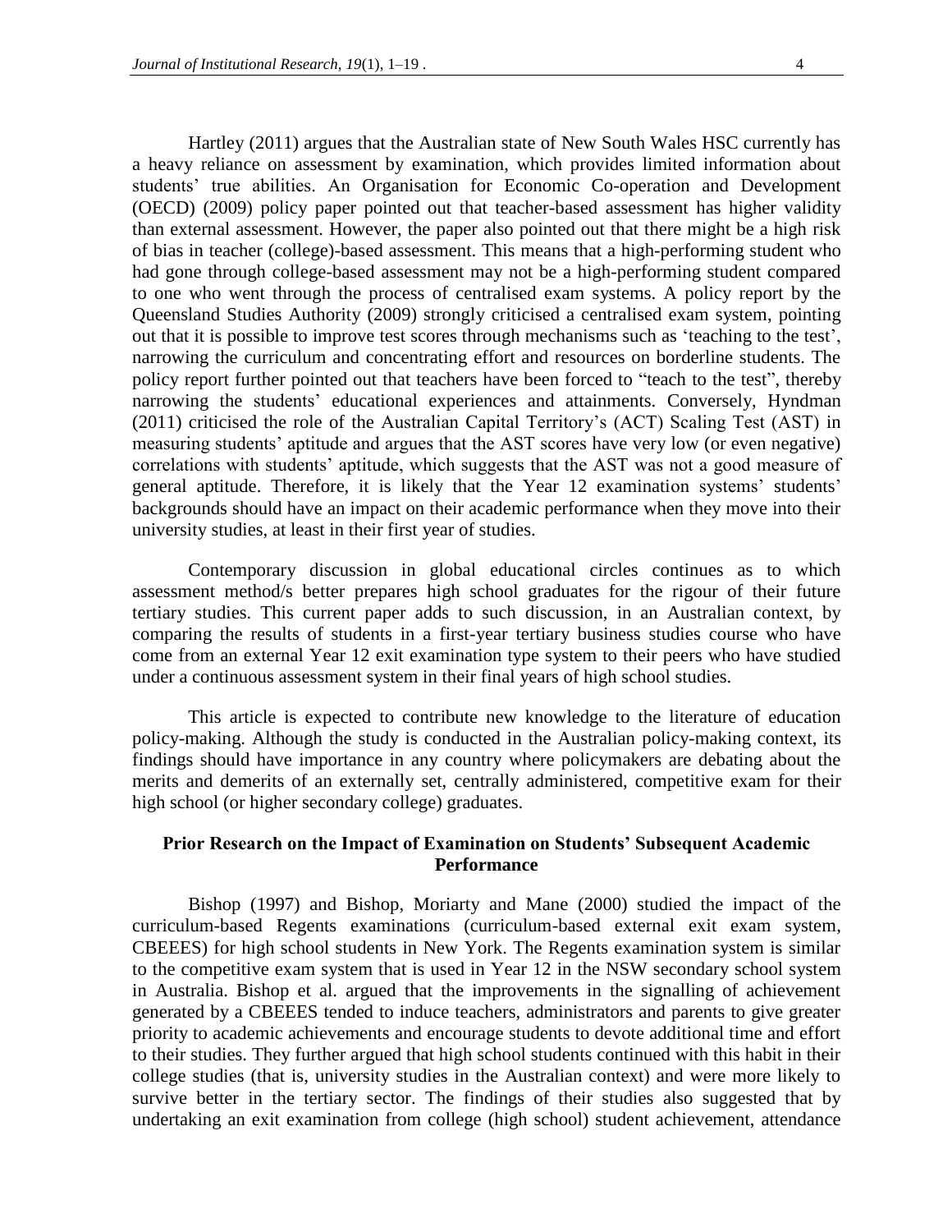Hartley (2011) argues that the Australian state of New South Wales HSC currently has a heavy reliance on assessment by examination, which provides limited information about students' true abilities. An Organisation for Economic Co-operation and Development (OECD) (2009) policy paper pointed out that teacher-based assessment has higher validity than external assessment. However, the paper also pointed out that there might be a high risk of bias in teacher (college)-based assessment. This means that a high-performing student who had gone through college-based assessment may not be a high-performing student compared to one who went through the process of centralised exam systems. A policy report by the Queensland Studies Authority (2009) strongly criticised a centralised exam system, pointing out that it is possible to improve test scores through mechanisms such as 'teaching to the test', narrowing the curriculum and concentrating effort and resources on borderline students. The policy report further pointed out that teachers have been forced to "teach to the test", thereby narrowing the students' educational experiences and attainments. Conversely, Hyndman (2011) criticised the role of the Australian Capital Territory's (ACT) Scaling Test (AST) in measuring students' aptitude and argues that the AST scores have very low (or even negative) correlations with students' aptitude, which suggests that the AST was not a good measure of general aptitude. Therefore, it is likely that the Year 12 examination systems' students' backgrounds should have an impact on their academic performance when they move into their university studies, at least in their first year of studies.

Contemporary discussion in global educational circles continues as to which assessment method/s better prepares high school graduates for the rigour of their future tertiary studies. This current paper adds to such discussion, in an Australian context, by comparing the results of students in a first-year tertiary business studies course who have come from an external Year 12 exit examination type system to their peers who have studied under a continuous assessment system in their final years of high school studies.

This article is expected to contribute new knowledge to the literature of education policy-making. Although the study is conducted in the Australian policy-making context, its findings should have importance in any country where policymakers are debating about the merits and demerits of an externally set, centrally administered, competitive exam for their high school (or higher secondary college) graduates.

## Prior Research on the Impact of Examination on Students' Subsequent Academic Performance

Bishop (1997) and Bishop, Moriarty and Mane (2000) studied the impact of the curriculum-based Regents examinations (curriculum-based external exit exam system, CBEEES) for high school students in New York. The Regents examination system is similar to the competitive exam system that is used in Year 12 in the NSW secondary school system in Australia. Bishop et al. argued that the improvements in the signalling of achievement generated by a CBEEES tended to induce teachers, administrators and parents to give greater priority to academic achievements and encourage students to devote additional time and effort to their studies. They further argued that high school students continued with this habit in their college studies (that is, university studies in the Australian context) and were more likely to survive better in the tertiary sector. The findings of their studies also suggested that by undertaking an exit examination from college (high school) student achievement, attendance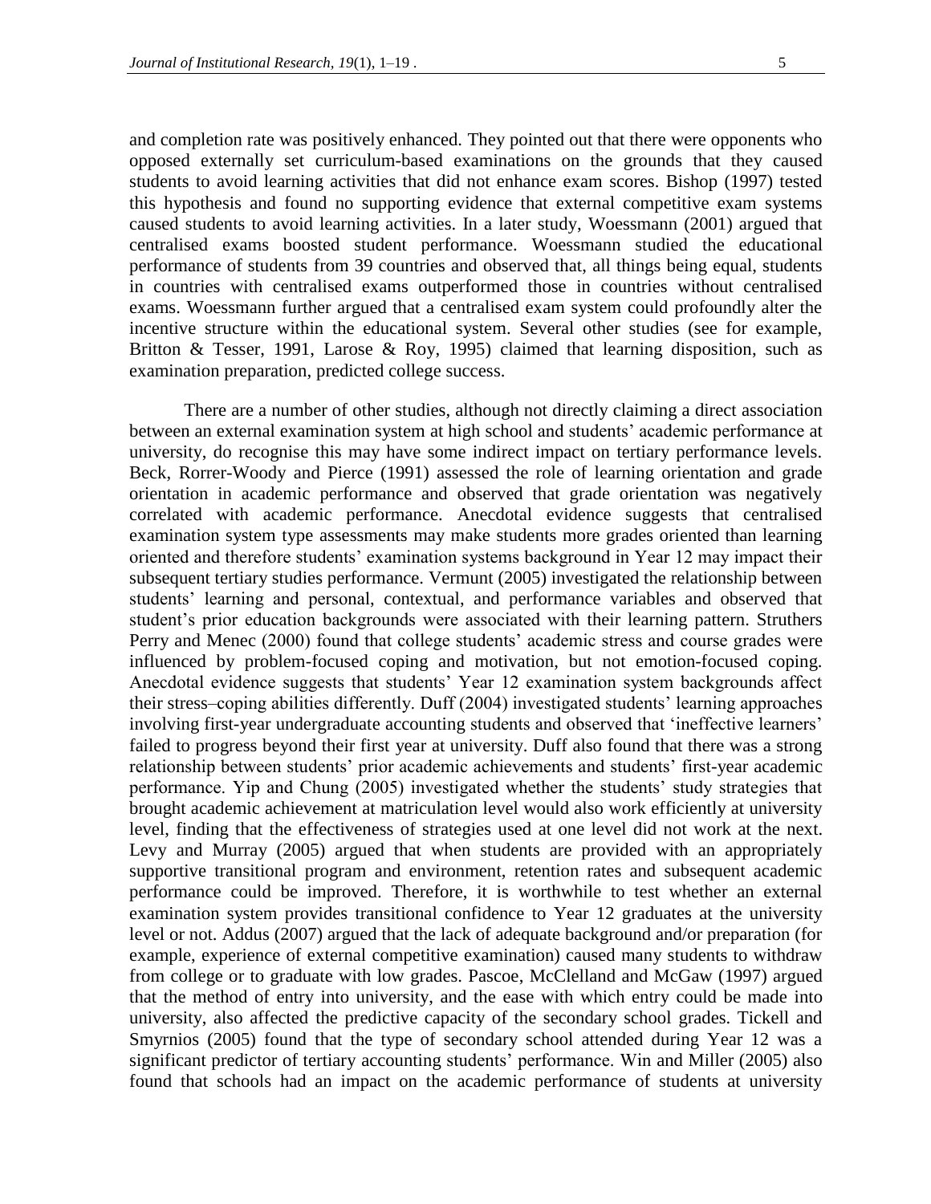and completion rate was positively enhanced. They pointed out that there were opponents who opposed externally set curriculum-based examinations on the grounds that they caused students to avoid learning activities that did not enhance exam scores. Bishop (1997) tested this hypothesis and found no supporting evidence that external competitive exam systems caused students to avoid learning activities. In a later study, Woessmann (2001) argued that centralised exams boosted student performance. Woessmann studied the educational performance of students from 39 countries and observed that, all things being equal, students in countries with centralised exams outperformed those in countries without centralised exams. Woessmann further argued that a centralised exam system could profoundly alter the incentive structure within the educational system. Several other studies (see for example, Britton & Tesser, 1991, Larose & Roy, 1995) claimed that learning disposition, such as examination preparation, predicted college success.

There are a number of other studies, although not directly claiming a direct association between an external examination system at high school and students' academic performance at university, do recognise this may have some indirect impact on tertiary performance levels. Beck, Rorrer-Woody and Pierce (1991) assessed the role of learning orientation and grade orientation in academic performance and observed that grade orientation was negatively correlated with academic performance. Anecdotal evidence suggests that centralised examination system type assessments may make students more grades oriented than learning oriented and therefore students' examination systems background in Year 12 may impact their subsequent tertiary studies performance. Vermunt (2005) investigated the relationship between students' learning and personal, contextual, and performance variables and observed that student's prior education backgrounds were associated with their learning pattern. Struthers Perry and Menec (2000) found that college students' academic stress and course grades were influenced by problem-focused coping and motivation, but not emotion-focused coping. Anecdotal evidence suggests that students' Year 12 examination system backgrounds affect their stress–coping abilities differently. Duff (2004) investigated students' learning approaches involving first-year undergraduate accounting students and observed that 'ineffective learners' failed to progress beyond their first year at university. Duff also found that there was a strong relationship between students' prior academic achievements and students' first-year academic performance. Yip and Chung (2005) investigated whether the students' study strategies that brought academic achievement at matriculation level would also work efficiently at university level, finding that the effectiveness of strategies used at one level did not work at the next. Levy and Murray (2005) argued that when students are provided with an appropriately supportive transitional program and environment, retention rates and subsequent academic performance could be improved. Therefore, it is worthwhile to test whether an external examination system provides transitional confidence to Year 12 graduates at the university level or not. Addus (2007) argued that the lack of adequate background and/or preparation (for example, experience of external competitive examination) caused many students to withdraw from college or to graduate with low grades. Pascoe, McClelland and McGaw (1997) argued that the method of entry into university, and the ease with which entry could be made into university, also affected the predictive capacity of the secondary school grades. Tickell and Smyrnios (2005) found that the type of secondary school attended during Year 12 was a significant predictor of tertiary accounting students' performance. Win and Miller (2005) also found that schools had an impact on the academic performance of students at university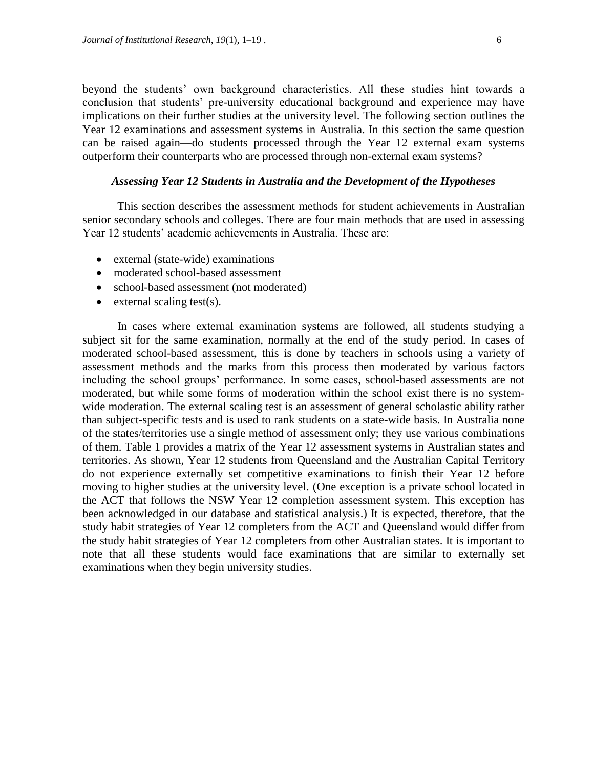beyond the students' own background characteristics. All these studies hint towards a conclusion that students' pre-university educational background and experience may have implications on their further studies at the university level. The following section outlines the Year 12 examinations and assessment systems in Australia. In this section the same question can be raised again—do students processed through the Year 12 external exam systems outperform their counterparts who are processed through non-external exam systems?

### *Assessing Year 12 Students in Australia and the Development of the Hypotheses*

This section describes the assessment methods for student achievements in Australian senior secondary schools and colleges. There are four main methods that are used in assessing Year 12 students' academic achievements in Australia. These are:

- external (state-wide) examinations
- moderated school-based assessment
- school-based assessment (not moderated)
- external scaling test(s).

In cases where external examination systems are followed, all students studying a subject sit for the same examination, normally at the end of the study period. In cases of moderated school-based assessment, this is done by teachers in schools using a variety of assessment methods and the marks from this process then moderated by various factors including the school groups' performance. In some cases, school-based assessments are not moderated, but while some forms of moderation within the school exist there is no system-wide moderation. The external scaling test is an assessment of general scholastic ability rather than subject-specific tests and is used to rank students on a state-wide basis. In Australia none of the states/territories use a single method of assessment only; they use various combinations of them. Table 1 provides a matrix of the Year 12 assessment systems in Australian states and territories. As shown, Year 12 students from Queensland and the Australian Capital Territory do not experience externally set competitive examinations to finish their Year 12 before moving to higher studies at the university level. (One exception is a private school located in the ACT that follows the NSW Year 12 completion assessment system. This exception has been acknowledged in our database and statistical analysis.) It is expected, therefore, that the study habit strategies of Year 12 completers from the ACT and Queensland would differ from the study habit strategies of Year 12 completers from other Australian states. It is important to note that all these students would face examinations that are similar to externally set examinations when they begin university studies.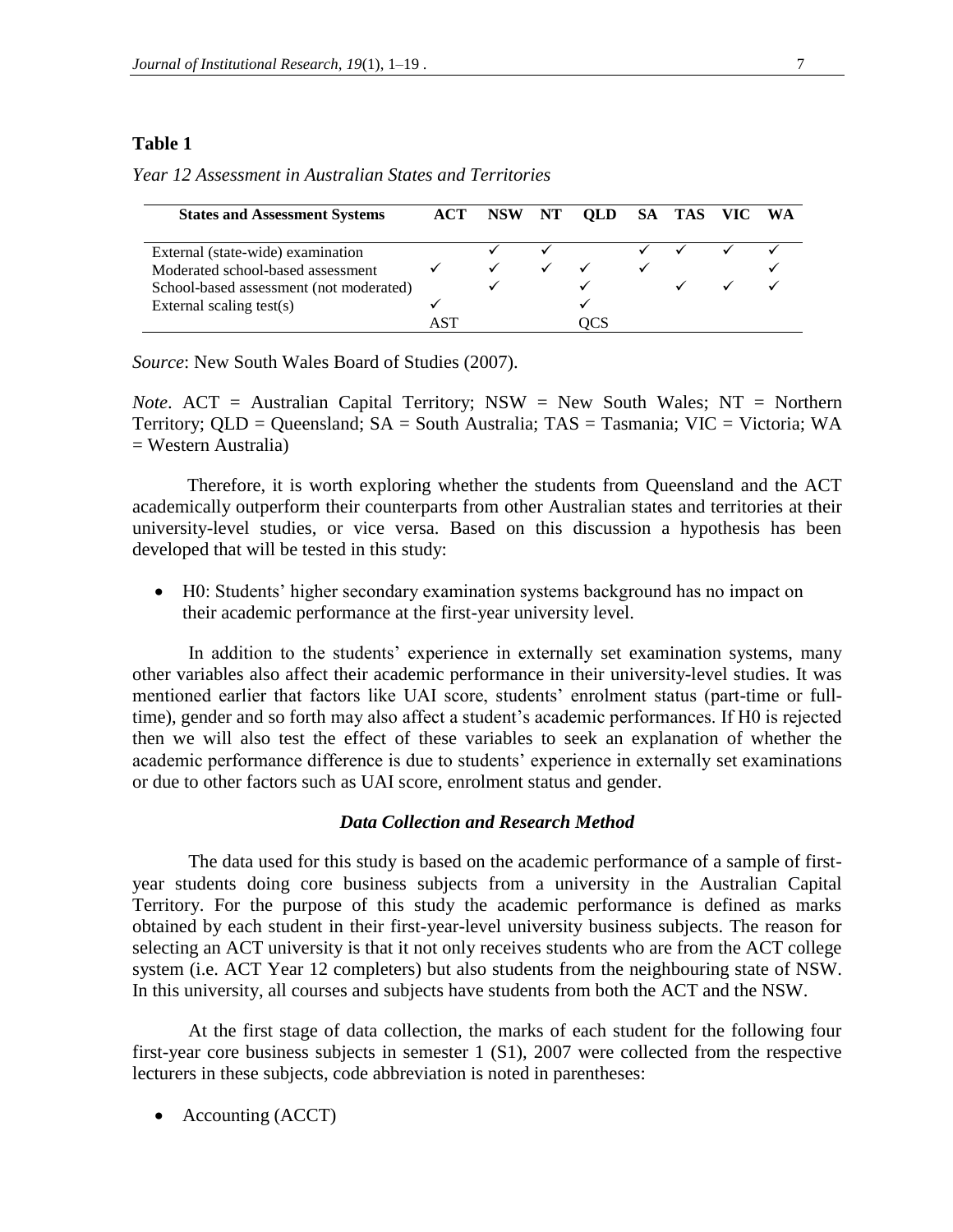**Table 1**

*Year 12 Assessment in Australian States and Territories*

| States and Assessment Systems | ACT | NSW | NT | QLD | SA | TAS | VIC | WA |
|---|---|---|---|---|---|---|---|---|
| External (state-wide) examination | | ✓ | ✓ | | ✓ | ✓ | ✓ | ✓ |
| Moderated school-based assessment | ✓ | ✓ | ✓ | ✓ | ✓ | | | ✓ |
| School-based assessment (not moderated) | | ✓ | | ✓ | | ✓ | ✓ | ✓ |
| External scaling test(s) | ✓ | | | ✓ | | | | |
| | AST | | | QCS | | | | |

*Source*: New South Wales Board of Studies (2007).

*Note*. ACT = Australian Capital Territory; NSW = New South Wales; NT = Northern Territory; QLD = Queensland; SA = South Australia; TAS = Tasmania; VIC = Victoria; WA = Western Australia)

Therefore, it is worth exploring whether the students from Queensland and the ACT academically outperform their counterparts from other Australian states and territories at their university-level studies, or vice versa. Based on this discussion a hypothesis has been developed that will be tested in this study:

- H0: Students' higher secondary examination systems background has no impact on their academic performance at the first-year university level.

In addition to the students' experience in externally set examination systems, many other variables also affect their academic performance in their university-level studies. It was mentioned earlier that factors like UAI score, students' enrolment status (part-time or full-time), gender and so forth may also affect a student's academic performances. If H0 is rejected then we will also test the effect of these variables to seek an explanation of whether the academic performance difference is due to students' experience in externally set examinations or due to other factors such as UAI score, enrolment status and gender.

### *Data Collection and Research Method*

The data used for this study is based on the academic performance of a sample of first-year students doing core business subjects from a university in the Australian Capital Territory. For the purpose of this study the academic performance is defined as marks obtained by each student in their first-year-level university business subjects. The reason for selecting an ACT university is that it not only receives students who are from the ACT college system (i.e. ACT Year 12 completers) but also students from the neighbouring state of NSW. In this university, all courses and subjects have students from both the ACT and the NSW.

At the first stage of data collection, the marks of each student for the following four first-year core business subjects in semester 1 (S1), 2007 were collected from the respective lecturers in these subjects, code abbreviation is noted in parentheses:

- Accounting (ACCT)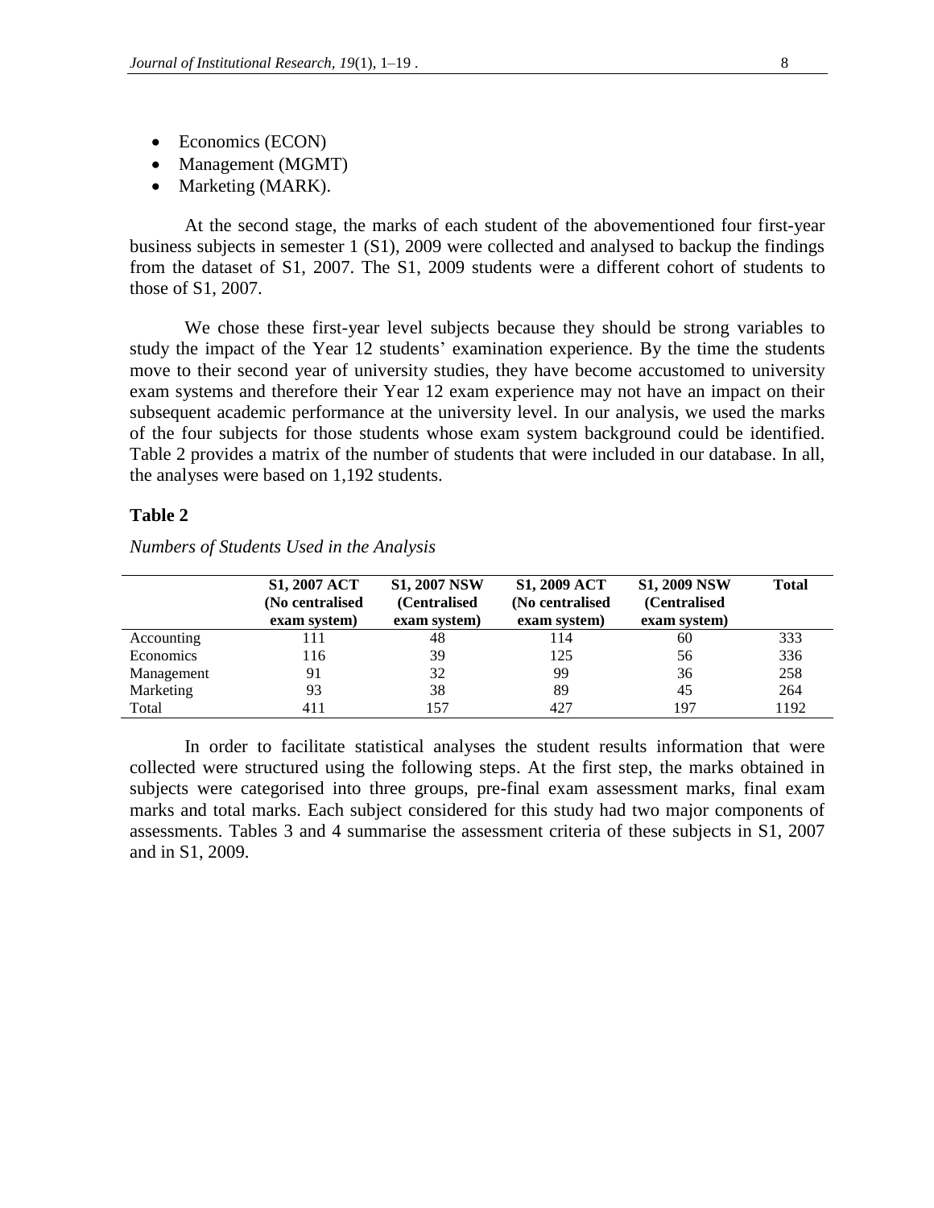- Economics (ECON)
- Management (MGMT)
- Marketing (MARK).

At the second stage, the marks of each student of the abovementioned four first-year business subjects in semester 1 (S1), 2009 were collected and analysed to backup the findings from the dataset of S1, 2007. The S1, 2009 students were a different cohort of students to those of S1, 2007.

We chose these first-year level subjects because they should be strong variables to study the impact of the Year 12 students' examination experience. By the time the students move to their second year of university studies, they have become accustomed to university exam systems and therefore their Year 12 exam experience may not have an impact on their subsequent academic performance at the university level. In our analysis, we used the marks of the four subjects for those students whose exam system background could be identified. Table 2 provides a matrix of the number of students that were included in our database. In all, the analyses were based on 1,192 students.

## Table 2

*Numbers of Students Used in the Analysis*

| | S1, 2007 ACT (No centralised exam system) | S1, 2007 NSW (Centralised exam system) | S1, 2009 ACT (No centralised exam system) | S1, 2009 NSW (Centralised exam system) | Total |
|---|---|---|---|---|---|
| Accounting | 111 | 48 | 114 | 60 | 333 |
| Economics | 116 | 39 | 125 | 56 | 336 |
| Management | 91 | 32 | 99 | 36 | 258 |
| Marketing | 93 | 38 | 89 | 45 | 264 |
| Total | 411 | 157 | 427 | 197 | 1192 |

In order to facilitate statistical analyses the student results information that were collected were structured using the following steps. At the first step, the marks obtained in subjects were categorised into three groups, pre-final exam assessment marks, final exam marks and total marks. Each subject considered for this study had two major components of assessments. Tables 3 and 4 summarise the assessment criteria of these subjects in S1, 2007 and in S1, 2009.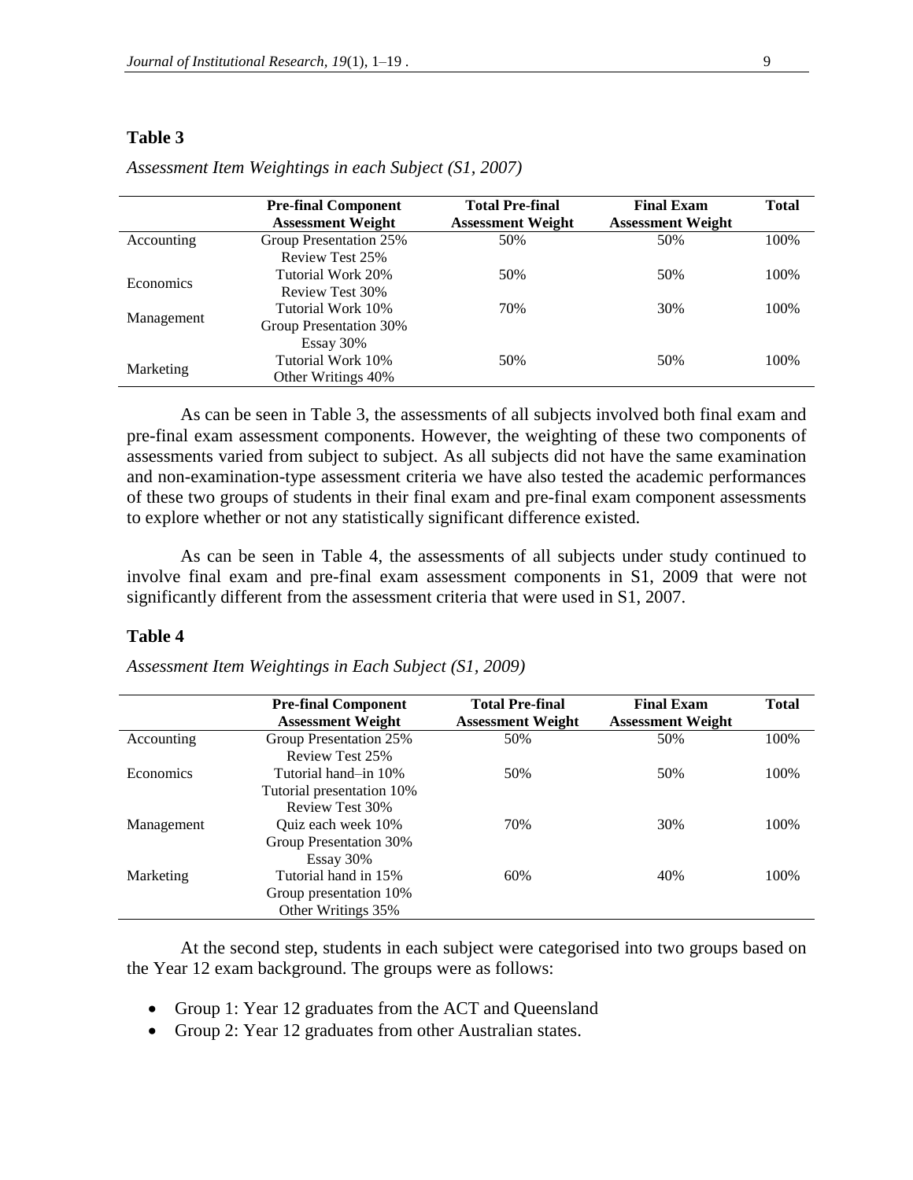**Table 3**

*Assessment Item Weightings in each Subject (S1, 2007)*

| | Pre-final Component Assessment Weight | Total Pre-final Assessment Weight | Final Exam Assessment Weight | Total |
|---|---|---|---|---|
| Accounting | Group Presentation 25%<br>Review Test 25% | 50% | 50% | 100% |
| Economics | Tutorial Work 20%<br>Review Test 30% | 50% | 50% | 100% |
| Management | Tutorial Work 10%<br>Group Presentation 30%<br>Essay 30% | 70% | 30% | 100% |
| Marketing | Tutorial Work 10%<br>Other Writings 40% | 50% | 50% | 100% |

As can be seen in Table 3, the assessments of all subjects involved both final exam and pre-final exam assessment components. However, the weighting of these two components of assessments varied from subject to subject. As all subjects did not have the same examination and non-examination-type assessment criteria we have also tested the academic performances of these two groups of students in their final exam and pre-final exam component assessments to explore whether or not any statistically significant difference existed.

As can be seen in Table 4, the assessments of all subjects under study continued to involve final exam and pre-final exam assessment components in S1, 2009 that were not significantly different from the assessment criteria that were used in S1, 2007.

**Table 4**

*Assessment Item Weightings in Each Subject (S1, 2009)*

| | Pre-final Component Assessment Weight | Total Pre-final Assessment Weight | Final Exam Assessment Weight | Total |
|---|---|---|---|---|
| Accounting | Group Presentation 25%<br>Review Test 25% | 50% | 50% | 100% |
| Economics | Tutorial hand–in 10%<br>Tutorial presentation 10%<br>Review Test 30% | 50% | 50% | 100% |
| Management | Quiz each week 10%<br>Group Presentation 30%<br>Essay 30% | 70% | 30% | 100% |
| Marketing | Tutorial hand in 15%<br>Group presentation 10%<br>Other Writings 35% | 60% | 40% | 100% |

At the second step, students in each subject were categorised into two groups based on the Year 12 exam background. The groups were as follows:

- Group 1: Year 12 graduates from the ACT and Queensland
- Group 2: Year 12 graduates from other Australian states.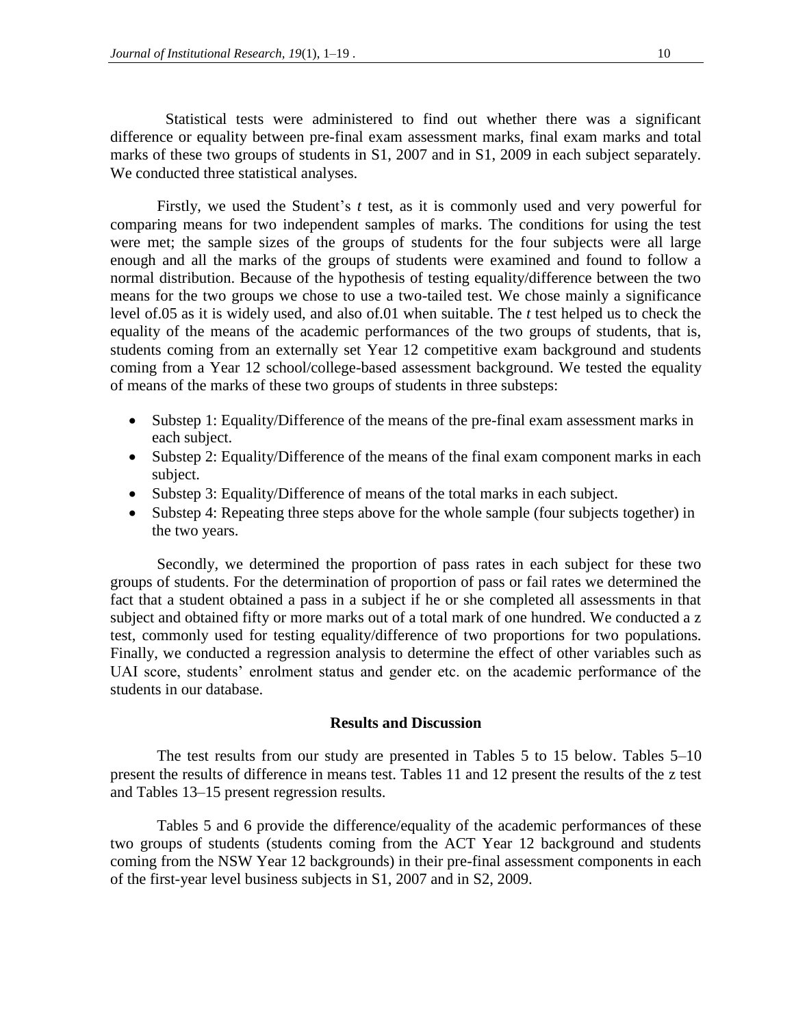Statistical tests were administered to find out whether there was a significant difference or equality between pre-final exam assessment marks, final exam marks and total marks of these two groups of students in S1, 2007 and in S1, 2009 in each subject separately. We conducted three statistical analyses.

Firstly, we used the Student's *t* test, as it is commonly used and very powerful for comparing means for two independent samples of marks. The conditions for using the test were met; the sample sizes of the groups of students for the four subjects were all large enough and all the marks of the groups of students were examined and found to follow a normal distribution. Because of the hypothesis of testing equality/difference between the two means for the two groups we chose to use a two-tailed test. We chose mainly a significance level of.05 as it is widely used, and also of.01 when suitable. The *t* test helped us to check the equality of the means of the academic performances of the two groups of students, that is, students coming from an externally set Year 12 competitive exam background and students coming from a Year 12 school/college-based assessment background. We tested the equality of means of the marks of these two groups of students in three substeps:

- Substep 1: Equality/Difference of the means of the pre-final exam assessment marks in each subject.
- Substep 2: Equality/Difference of the means of the final exam component marks in each subject.
- Substep 3: Equality/Difference of means of the total marks in each subject.
- Substep 4: Repeating three steps above for the whole sample (four subjects together) in the two years.

Secondly, we determined the proportion of pass rates in each subject for these two groups of students. For the determination of proportion of pass or fail rates we determined the fact that a student obtained a pass in a subject if he or she completed all assessments in that subject and obtained fifty or more marks out of a total mark of one hundred. We conducted a z test, commonly used for testing equality/difference of two proportions for two populations. Finally, we conducted a regression analysis to determine the effect of other variables such as UAI score, students' enrolment status and gender etc. on the academic performance of the students in our database.

## Results and Discussion

The test results from our study are presented in Tables 5 to 15 below. Tables 5–10 present the results of difference in means test. Tables 11 and 12 present the results of the z test and Tables 13–15 present regression results.

Tables 5 and 6 provide the difference/equality of the academic performances of these two groups of students (students coming from the ACT Year 12 background and students coming from the NSW Year 12 backgrounds) in their pre-final assessment components in each of the first-year level business subjects in S1, 2007 and in S2, 2009.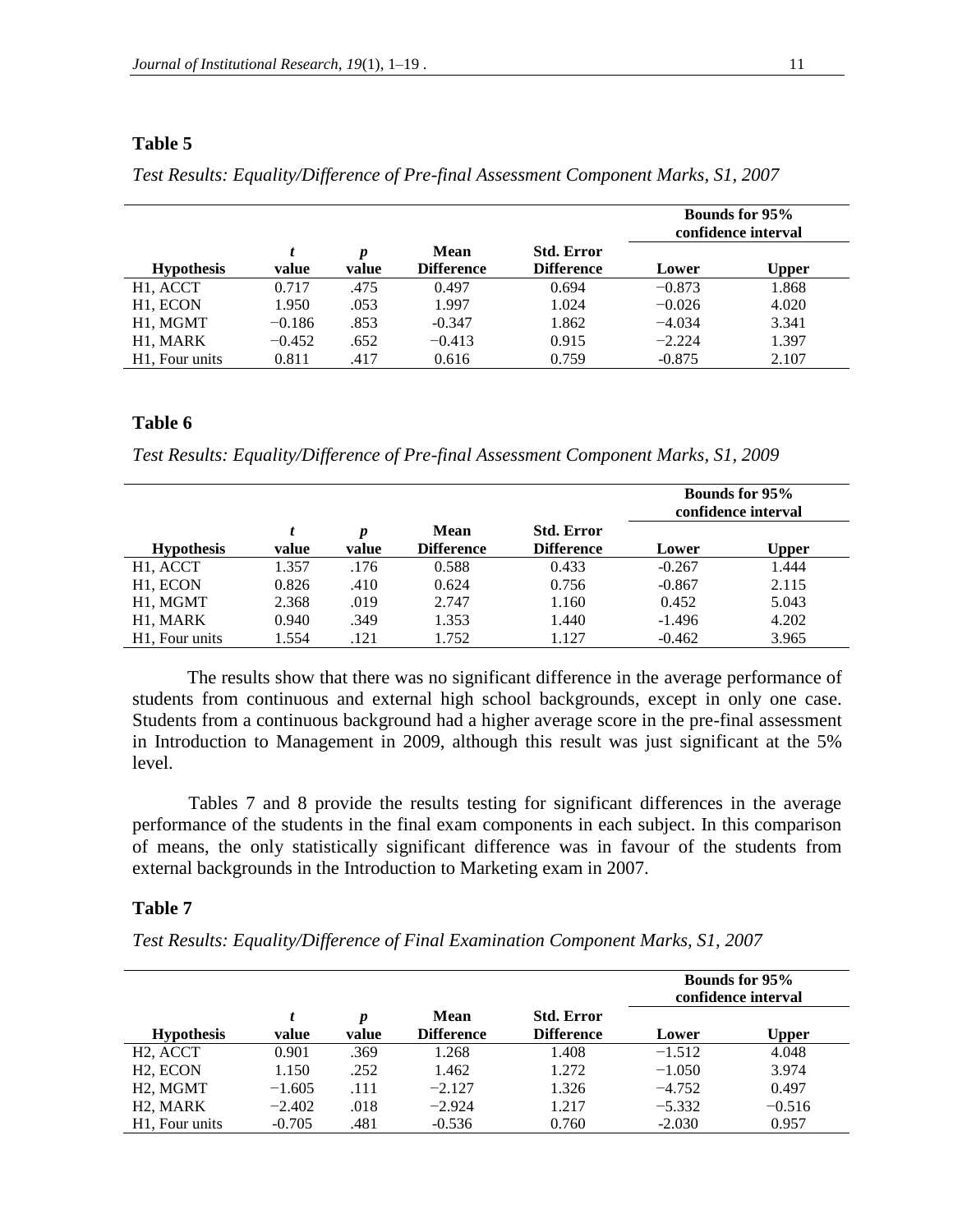**Table 5**

*Test Results: Equality/Difference of Pre-final Assessment Component Marks, S1, 2007*

| | | | | | Bounds for 95% confidence interval | |
|---|---|---|---|---|---|---|
| **Hypothesis** | ***t* value** | ***p* value** | **Mean Difference** | **Std. Error Difference** | **Lower** | **Upper** |
| H1, ACCT | 0.717 | .475 | 0.497 | 0.694 | −0.873 | 1.868 |
| H1, ECON | 1.950 | .053 | 1.997 | 1.024 | −0.026 | 4.020 |
| H1, MGMT | −0.186 | .853 | -0.347 | 1.862 | −4.034 | 3.341 |
| H1, MARK | −0.452 | .652 | −0.413 | 0.915 | −2.224 | 1.397 |
| H1, Four units | 0.811 | .417 | 0.616 | 0.759 | -0.875 | 2.107 |

**Table 6**

*Test Results: Equality/Difference of Pre-final Assessment Component Marks, S1, 2009*

| | | | | | Bounds for 95% confidence interval | |
|---|---|---|---|---|---|---|
| **Hypothesis** | ***t* value** | ***p* value** | **Mean Difference** | **Std. Error Difference** | **Lower** | **Upper** |
| H1, ACCT | 1.357 | .176 | 0.588 | 0.433 | -0.267 | 1.444 |
| H1, ECON | 0.826 | .410 | 0.624 | 0.756 | -0.867 | 2.115 |
| H1, MGMT | 2.368 | .019 | 2.747 | 1.160 | 0.452 | 5.043 |
| H1, MARK | 0.940 | .349 | 1.353 | 1.440 | -1.496 | 4.202 |
| H1, Four units | 1.554 | .121 | 1.752 | 1.127 | -0.462 | 3.965 |

The results show that there was no significant difference in the average performance of students from continuous and external high school backgrounds, except in only one case. Students from a continuous background had a higher average score in the pre-final assessment in Introduction to Management in 2009, although this result was just significant at the 5% level.

Tables 7 and 8 provide the results testing for significant differences in the average performance of the students in the final exam components in each subject. In this comparison of means, the only statistically significant difference was in favour of the students from external backgrounds in the Introduction to Marketing exam in 2007.

**Table 7**

*Test Results: Equality/Difference of Final Examination Component Marks, S1, 2007*

| | | | | | Bounds for 95% confidence interval | |
|---|---|---|---|---|---|---|
| **Hypothesis** | ***t* value** | ***p* value** | **Mean Difference** | **Std. Error Difference** | **Lower** | **Upper** |
| H2, ACCT | 0.901 | .369 | 1.268 | 1.408 | −1.512 | 4.048 |
| H2, ECON | 1.150 | .252 | 1.462 | 1.272 | −1.050 | 3.974 |
| H2, MGMT | −1.605 | .111 | −2.127 | 1.326 | −4.752 | 0.497 |
| H2, MARK | −2.402 | .018 | −2.924 | 1.217 | −5.332 | −0.516 |
| H1, Four units | -0.705 | .481 | -0.536 | 0.760 | -2.030 | 0.957 |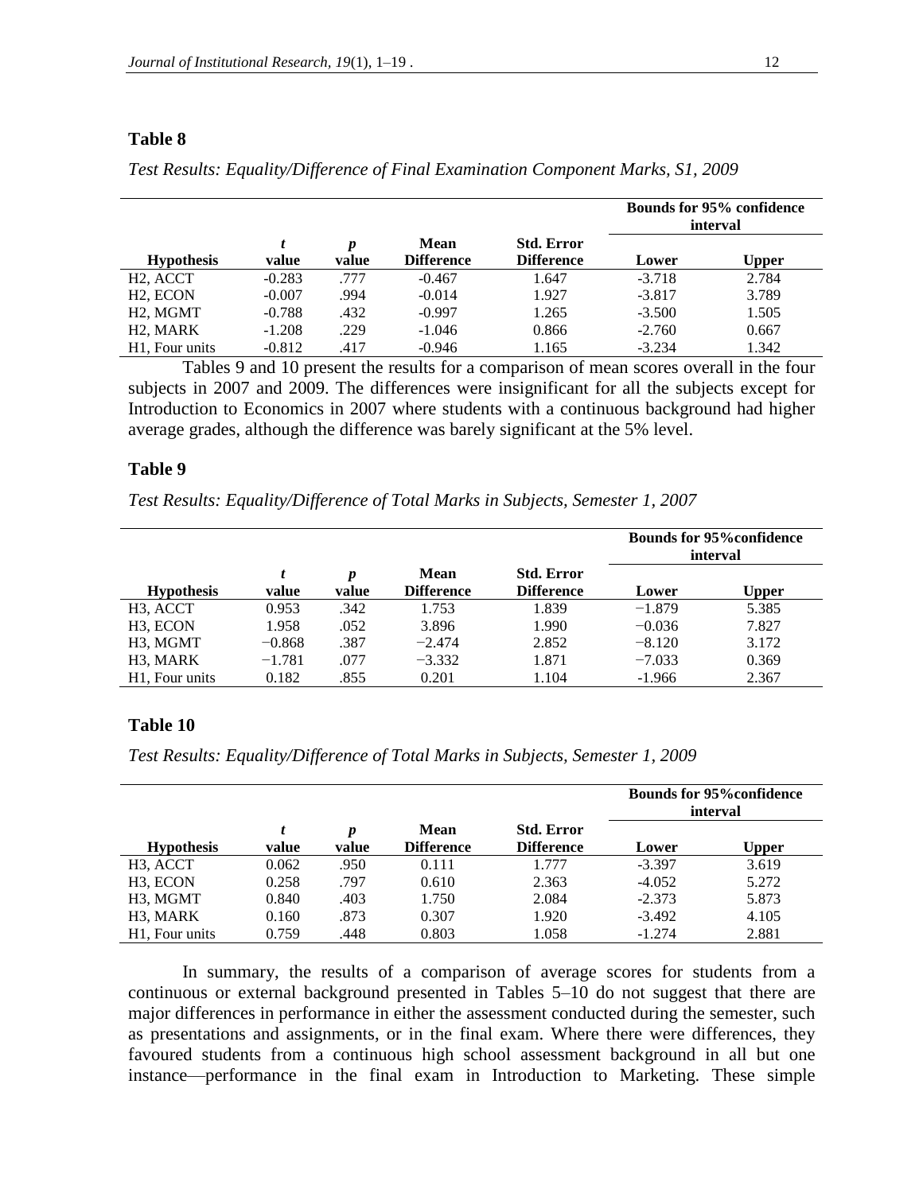**Table 8**

*Test Results: Equality/Difference of Final Examination Component Marks, S1, 2009*

| Hypothesis | *t* value | *p* value | Mean Difference | Std. Error Difference | Bounds for 95% confidence interval | |
|---|---|---|---|---|---|---|
| | | | | | Lower | Upper |
| H2, ACCT | -0.283 | .777 | -0.467 | 1.647 | -3.718 | 2.784 |
| H2, ECON | -0.007 | .994 | -0.014 | 1.927 | -3.817 | 3.789 |
| H2, MGMT | -0.788 | .432 | -0.997 | 1.265 | -3.500 | 1.505 |
| H2, MARK | -1.208 | .229 | -1.046 | 0.866 | -2.760 | 0.667 |
| H1, Four units | -0.812 | .417 | -0.946 | 1.165 | -3.234 | 1.342 |

Tables 9 and 10 present the results for a comparison of mean scores overall in the four subjects in 2007 and 2009. The differences were insignificant for all the subjects except for Introduction to Economics in 2007 where students with a continuous background had higher average grades, although the difference was barely significant at the 5% level.

**Table 9**

*Test Results: Equality/Difference of Total Marks in Subjects, Semester 1, 2007*

| Hypothesis | *t* value | *p* value | Mean Difference | Std. Error Difference | Bounds for 95%confidence interval | |
|---|---|---|---|---|---|---|
| | | | | | Lower | Upper |
| H3, ACCT | 0.953 | .342 | 1.753 | 1.839 | −1.879 | 5.385 |
| H3, ECON | 1.958 | .052 | 3.896 | 1.990 | −0.036 | 7.827 |
| H3, MGMT | −0.868 | .387 | −2.474 | 2.852 | −8.120 | 3.172 |
| H3, MARK | −1.781 | .077 | −3.332 | 1.871 | −7.033 | 0.369 |
| H1, Four units | 0.182 | .855 | 0.201 | 1.104 | -1.966 | 2.367 |

**Table 10**

*Test Results: Equality/Difference of Total Marks in Subjects, Semester 1, 2009*

| Hypothesis | *t* value | *p* value | Mean Difference | Std. Error Difference | Bounds for 95%confidence interval | |
|---|---|---|---|---|---|---|
| | | | | | Lower | Upper |
| H3, ACCT | 0.062 | .950 | 0.111 | 1.777 | -3.397 | 3.619 |
| H3, ECON | 0.258 | .797 | 0.610 | 2.363 | -4.052 | 5.272 |
| H3, MGMT | 0.840 | .403 | 1.750 | 2.084 | -2.373 | 5.873 |
| H3, MARK | 0.160 | .873 | 0.307 | 1.920 | -3.492 | 4.105 |
| H1, Four units | 0.759 | .448 | 0.803 | 1.058 | -1.274 | 2.881 |

In summary, the results of a comparison of average scores for students from a continuous or external background presented in Tables 5–10 do not suggest that there are major differences in performance in either the assessment conducted during the semester, such as presentations and assignments, or in the final exam. Where there were differences, they favoured students from a continuous high school assessment background in all but one instance—performance in the final exam in Introduction to Marketing. These simple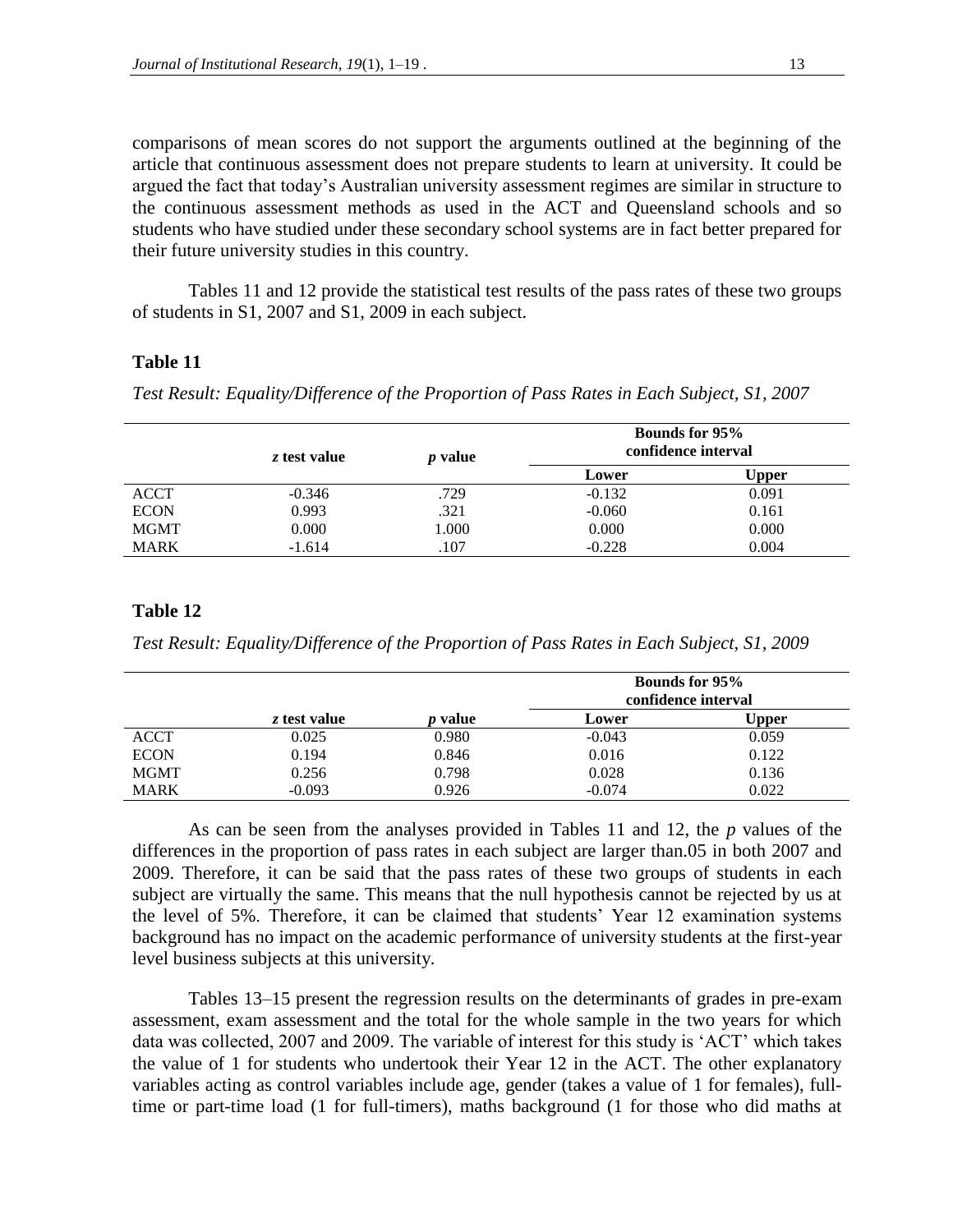comparisons of mean scores do not support the arguments outlined at the beginning of the article that continuous assessment does not prepare students to learn at university. It could be argued the fact that today's Australian university assessment regimes are similar in structure to the continuous assessment methods as used in the ACT and Queensland schools and so students who have studied under these secondary school systems are in fact better prepared for their future university studies in this country.

Tables 11 and 12 provide the statistical test results of the pass rates of these two groups of students in S1, 2007 and S1, 2009 in each subject.

**Table 11**

*Test Result: Equality/Difference of the Proportion of Pass Rates in Each Subject, S1, 2007*

| | *z* test value | *p* value | Bounds for 95% confidence interval | |
|---|---|---|---|---|
| | | | Lower | Upper |
| ACCT | -0.346 | .729 | -0.132 | 0.091 |
| ECON | 0.993 | .321 | -0.060 | 0.161 |
| MGMT | 0.000 | 1.000 | 0.000 | 0.000 |
| MARK | -1.614 | .107 | -0.228 | 0.004 |

**Table 12**

*Test Result: Equality/Difference of the Proportion of Pass Rates in Each Subject, S1, 2009*

| | *z* test value | *p* value | Bounds for 95% confidence interval | |
|---|---|---|---|---|
| | | | Lower | Upper |
| ACCT | 0.025 | 0.980 | -0.043 | 0.059 |
| ECON | 0.194 | 0.846 | 0.016 | 0.122 |
| MGMT | 0.256 | 0.798 | 0.028 | 0.136 |
| MARK | -0.093 | 0.926 | -0.074 | 0.022 |

As can be seen from the analyses provided in Tables 11 and 12, the *p* values of the differences in the proportion of pass rates in each subject are larger than.05 in both 2007 and 2009. Therefore, it can be said that the pass rates of these two groups of students in each subject are virtually the same. This means that the null hypothesis cannot be rejected by us at the level of 5%. Therefore, it can be claimed that students' Year 12 examination systems background has no impact on the academic performance of university students at the first-year level business subjects at this university.

Tables 13–15 present the regression results on the determinants of grades in pre-exam assessment, exam assessment and the total for the whole sample in the two years for which data was collected, 2007 and 2009. The variable of interest for this study is 'ACT' which takes the value of 1 for students who undertook their Year 12 in the ACT. The other explanatory variables acting as control variables include age, gender (takes a value of 1 for females), full-time or part-time load (1 for full-timers), maths background (1 for those who did maths at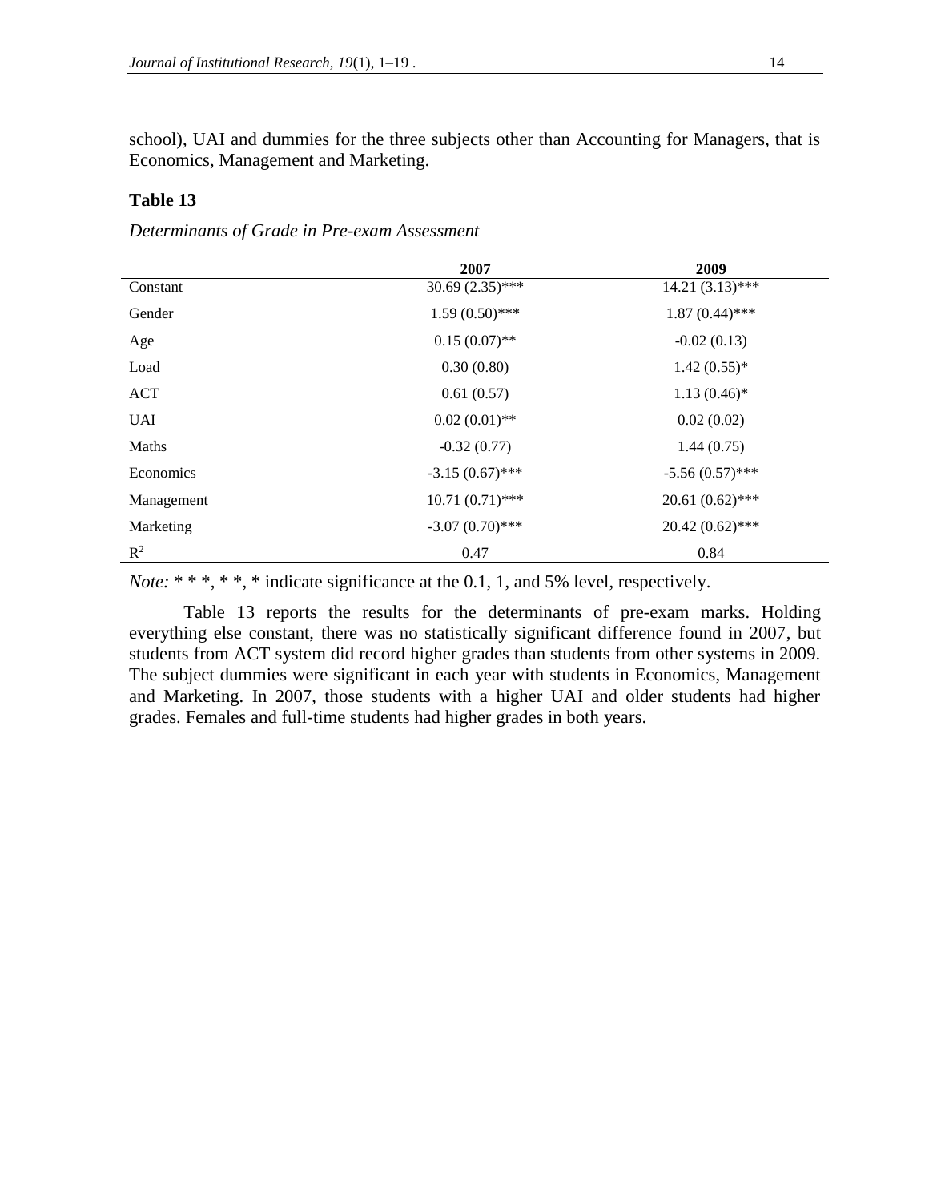school), UAI and dummies for the three subjects other than Accounting for Managers, that is Economics, Management and Marketing.

**Table 13**

*Determinants of Grade in Pre-exam Assessment*

| | 2007 | 2009 |
|---|---|---|
| Constant | 30.69 (2.35)*** | 14.21 (3.13)*** |
| Gender | 1.59 (0.50)*** | 1.87 (0.44)*** |
| Age | 0.15 (0.07)** | -0.02 (0.13) |
| Load | 0.30 (0.80) | 1.42 (0.55)* |
| ACT | 0.61 (0.57) | 1.13 (0.46)* |
| UAI | 0.02 (0.01)** | 0.02 (0.02) |
| Maths | -0.32 (0.77) | 1.44 (0.75) |
| Economics | -3.15 (0.67)*** | -5.56 (0.57)*** |
| Management | 10.71 (0.71)*** | 20.61 (0.62)*** |
| Marketing | -3.07 (0.70)*** | 20.42 (0.62)*** |
| $R^2$ | 0.47 | 0.84 |

*Note:* * * *, * *, * indicate significance at the 0.1, 1, and 5% level, respectively.

Table 13 reports the results for the determinants of pre-exam marks. Holding everything else constant, there was no statistically significant difference found in 2007, but students from ACT system did record higher grades than students from other systems in 2009. The subject dummies were significant in each year with students in Economics, Management and Marketing. In 2007, those students with a higher UAI and older students had higher grades. Females and full-time students had higher grades in both years.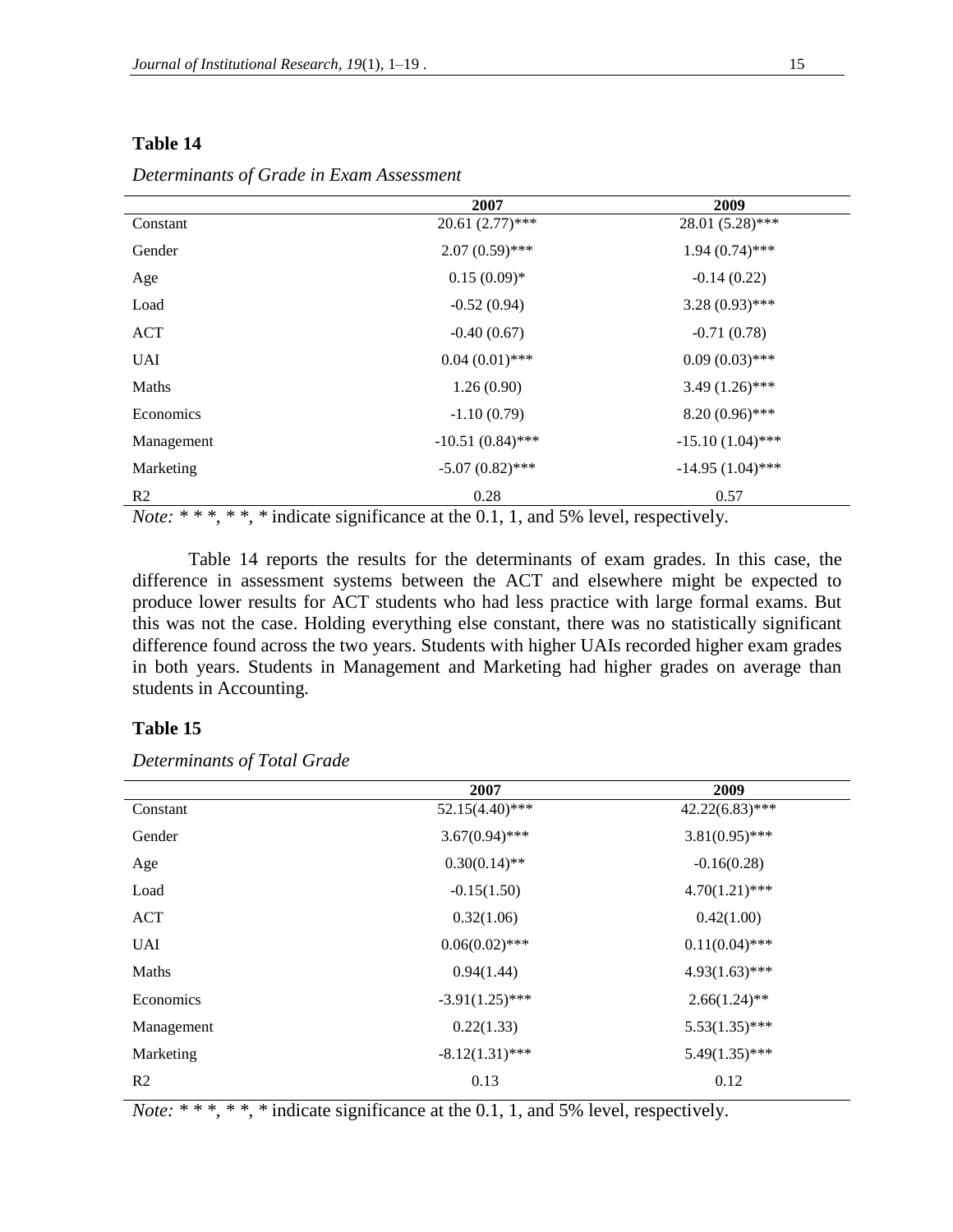**Table 14**

*Determinants of Grade in Exam Assessment*

| | 2007 | 2009 |
|---|---|---|
| Constant | 20.61 (2.77)*** | 28.01 (5.28)*** |
| Gender | 2.07 (0.59)*** | 1.94 (0.74)*** |
| Age | 0.15 (0.09)* | -0.14 (0.22) |
| Load | -0.52 (0.94) | 3.28 (0.93)*** |
| ACT | -0.40 (0.67) | -0.71 (0.78) |
| UAI | 0.04 (0.01)*** | 0.09 (0.03)*** |
| Maths | 1.26 (0.90) | 3.49 (1.26)*** |
| Economics | -1.10 (0.79) | 8.20 (0.96)*** |
| Management | -10.51 (0.84)*** | -15.10 (1.04)*** |
| Marketing | -5.07 (0.82)*** | -14.95 (1.04)*** |
| R2 | 0.28 | 0.57 |

*Note:* * * *, * *, * indicate significance at the 0.1, 1, and 5% level, respectively.

Table 14 reports the results for the determinants of exam grades. In this case, the difference in assessment systems between the ACT and elsewhere might be expected to produce lower results for ACT students who had less practice with large formal exams. But this was not the case. Holding everything else constant, there was no statistically significant difference found across the two years. Students with higher UAIs recorded higher exam grades in both years. Students in Management and Marketing had higher grades on average than students in Accounting.

**Table 15**

*Determinants of Total Grade*

| | 2007 | 2009 |
|---|---|---|
| Constant | 52.15(4.40)*** | 42.22(6.83)*** |
| Gender | 3.67(0.94)*** | 3.81(0.95)*** |
| Age | 0.30(0.14)** | -0.16(0.28) |
| Load | -0.15(1.50) | 4.70(1.21)*** |
| ACT | 0.32(1.06) | 0.42(1.00) |
| UAI | 0.06(0.02)*** | 0.11(0.04)*** |
| Maths | 0.94(1.44) | 4.93(1.63)*** |
| Economics | -3.91(1.25)*** | 2.66(1.24)** |
| Management | 0.22(1.33) | 5.53(1.35)*** |
| Marketing | -8.12(1.31)*** | 5.49(1.35)*** |
| R2 | 0.13 | 0.12 |

*Note:* * * *, * *, * indicate significance at the 0.1, 1, and 5% level, respectively.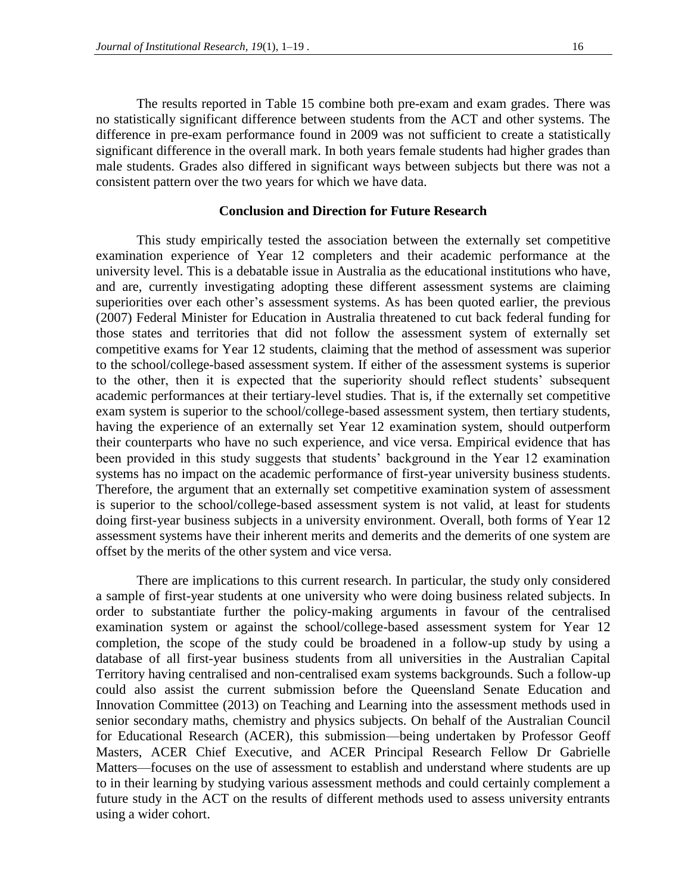The results reported in Table 15 combine both pre-exam and exam grades. There was no statistically significant difference between students from the ACT and other systems. The difference in pre-exam performance found in 2009 was not sufficient to create a statistically significant difference in the overall mark. In both years female students had higher grades than male students. Grades also differed in significant ways between subjects but there was not a consistent pattern over the two years for which we have data.

## Conclusion and Direction for Future Research

This study empirically tested the association between the externally set competitive examination experience of Year 12 completers and their academic performance at the university level. This is a debatable issue in Australia as the educational institutions who have, and are, currently investigating adopting these different assessment systems are claiming superiorities over each other's assessment systems. As has been quoted earlier, the previous (2007) Federal Minister for Education in Australia threatened to cut back federal funding for those states and territories that did not follow the assessment system of externally set competitive exams for Year 12 students, claiming that the method of assessment was superior to the school/college-based assessment system. If either of the assessment systems is superior to the other, then it is expected that the superiority should reflect students' subsequent academic performances at their tertiary-level studies. That is, if the externally set competitive exam system is superior to the school/college-based assessment system, then tertiary students, having the experience of an externally set Year 12 examination system, should outperform their counterparts who have no such experience, and vice versa. Empirical evidence that has been provided in this study suggests that students' background in the Year 12 examination systems has no impact on the academic performance of first-year university business students. Therefore, the argument that an externally set competitive examination system of assessment is superior to the school/college-based assessment system is not valid, at least for students doing first-year business subjects in a university environment. Overall, both forms of Year 12 assessment systems have their inherent merits and demerits and the demerits of one system are offset by the merits of the other system and vice versa.

There are implications to this current research. In particular, the study only considered a sample of first-year students at one university who were doing business related subjects. In order to substantiate further the policy-making arguments in favour of the centralised examination system or against the school/college-based assessment system for Year 12 completion, the scope of the study could be broadened in a follow-up study by using a database of all first-year business students from all universities in the Australian Capital Territory having centralised and non-centralised exam systems backgrounds. Such a follow-up could also assist the current submission before the Queensland Senate Education and Innovation Committee (2013) on Teaching and Learning into the assessment methods used in senior secondary maths, chemistry and physics subjects. On behalf of the Australian Council for Educational Research (ACER), this submission—being undertaken by Professor Geoff Masters, ACER Chief Executive, and ACER Principal Research Fellow Dr Gabrielle Matters—focuses on the use of assessment to establish and understand where students are up to in their learning by studying various assessment methods and could certainly complement a future study in the ACT on the results of different methods used to assess university entrants using a wider cohort.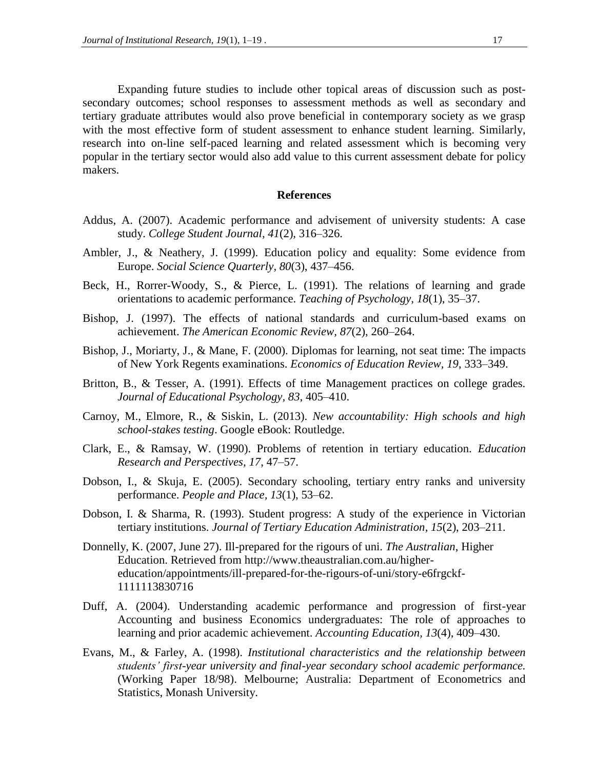Expanding future studies to include other topical areas of discussion such as post-secondary outcomes; school responses to assessment methods as well as secondary and tertiary graduate attributes would also prove beneficial in contemporary society as we grasp with the most effective form of student assessment to enhance student learning. Similarly, research into on-line self-paced learning and related assessment which is becoming very popular in the tertiary sector would also add value to this current assessment debate for policy makers.

## References

Addus, A. (2007). Academic performance and advisement of university students: A case study. *College Student Journal, 41*(2), 316–326.

Ambler, J., & Neathery, J. (1999). Education policy and equality: Some evidence from Europe. *Social Science Quarterly, 80*(3), 437–456.

Beck, H., Rorrer-Woody, S., & Pierce, L. (1991). The relations of learning and grade orientations to academic performance. *Teaching of Psychology, 18*(1), 35–37.

Bishop, J. (1997). The effects of national standards and curriculum-based exams on achievement. *The American Economic Review, 87*(2), 260–264.

Bishop, J., Moriarty, J., & Mane, F. (2000). Diplomas for learning, not seat time: The impacts of New York Regents examinations. *Economics of Education Review, 19*, 333–349.

Britton, B., & Tesser, A. (1991). Effects of time Management practices on college grades. *Journal of Educational Psychology, 83*, 405–410.

Carnoy, M., Elmore, R., & Siskin, L. (2013). *New accountability: High schools and high school-stakes testing*. Google eBook: Routledge.

Clark, E., & Ramsay, W. (1990). Problems of retention in tertiary education. *Education Research and Perspectives, 17*, 47–57.

Dobson, I., & Skuja, E. (2005). Secondary schooling, tertiary entry ranks and university performance. *People and Place, 13*(1), 53–62.

Dobson, I. & Sharma, R. (1993). Student progress: A study of the experience in Victorian tertiary institutions. *Journal of Tertiary Education Administration*, *15*(2), 203–211.

Donnelly, K. (2007, June 27). Ill-prepared for the rigours of uni. *The Australian*, Higher Education. Retrieved from http://www.theaustralian.com.au/higher-education/appointments/ill-prepared-for-the-rigours-of-uni/story-e6frgckf-1111113830716

Duff, A. (2004). Understanding academic performance and progression of first-year Accounting and business Economics undergraduates: The role of approaches to learning and prior academic achievement. *Accounting Education, 13*(4), 409–430.

Evans, M., & Farley, A. (1998). *Institutional characteristics and the relationship between students' first-year university and final-year secondary school academic performance.* (Working Paper 18/98). Melbourne; Australia: Department of Econometrics and Statistics, Monash University.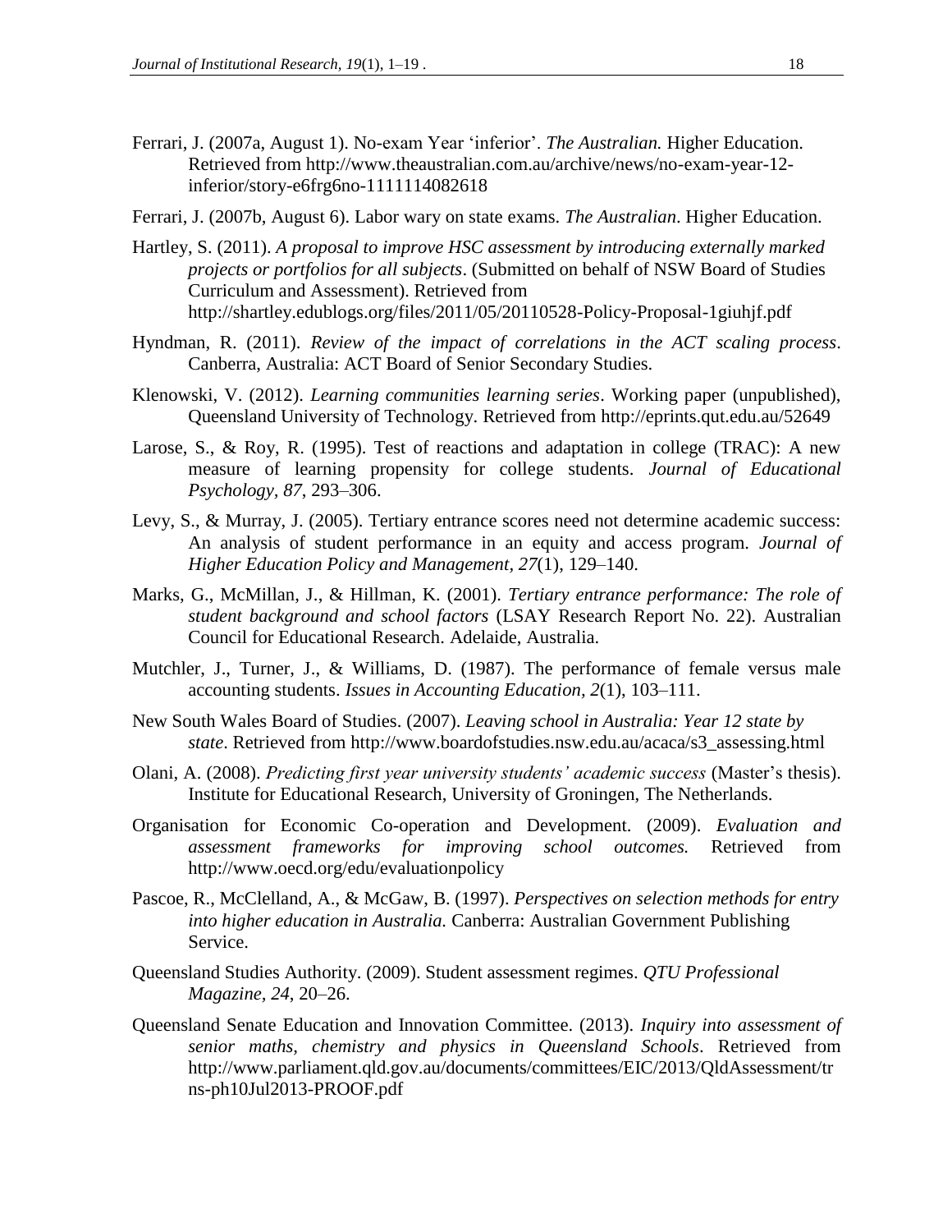Ferrari, J. (2007a, August 1). No-exam Year 'inferior'. *The Australian.* Higher Education. Retrieved from http://www.theaustralian.com.au/archive/news/no-exam-year-12-inferior/story-e6frg6no-1111114082618

Ferrari, J. (2007b, August 6). Labor wary on state exams. *The Australian*. Higher Education.

Hartley, S. (2011). *A proposal to improve HSC assessment by introducing externally marked projects or portfolios for all subjects*. (Submitted on behalf of NSW Board of Studies Curriculum and Assessment). Retrieved from http://shartley.edublogs.org/files/2011/05/20110528-Policy-Proposal-1giuhjf.pdf

Hyndman, R. (2011). *Review of the impact of correlations in the ACT scaling process*. Canberra, Australia: ACT Board of Senior Secondary Studies.

Klenowski, V. (2012). *Learning communities learning series*. Working paper (unpublished), Queensland University of Technology. Retrieved from http://eprints.qut.edu.au/52649

Larose, S., & Roy, R. (1995). Test of reactions and adaptation in college (TRAC): A new measure of learning propensity for college students. *Journal of Educational Psychology, 87*, 293–306.

Levy, S., & Murray, J. (2005). Tertiary entrance scores need not determine academic success: An analysis of student performance in an equity and access program. *Journal of Higher Education Policy and Management, 27*(1), 129–140.

Marks, G., McMillan, J., & Hillman, K. (2001). *Tertiary entrance performance: The role of student background and school factors* (LSAY Research Report No. 22). Australian Council for Educational Research. Adelaide, Australia.

Mutchler, J., Turner, J., & Williams, D. (1987). The performance of female versus male accounting students. *Issues in Accounting Education, 2*(1), 103–111.

New South Wales Board of Studies. (2007). *Leaving school in Australia: Year 12 state by state*. Retrieved from http://www.boardofstudies.nsw.edu.au/acaca/s3_assessing.html

Olani, A. (2008). *Predicting first year university students' academic success* (Master's thesis). Institute for Educational Research, University of Groningen, The Netherlands.

Organisation for Economic Co-operation and Development. (2009). *Evaluation and assessment frameworks for improving school outcomes.* Retrieved from http://www.oecd.org/edu/evaluationpolicy

Pascoe, R., McClelland, A., & McGaw, B. (1997). *Perspectives on selection methods for entry into higher education in Australia.* Canberra: Australian Government Publishing Service.

Queensland Studies Authority. (2009). Student assessment regimes. *QTU Professional Magazine, 24*, 20–26.

Queensland Senate Education and Innovation Committee. (2013). *Inquiry into assessment of senior maths, chemistry and physics in Queensland Schools*. Retrieved from http://www.parliament.qld.gov.au/documents/committees/EIC/2013/QldAssessment/trns-ph10Jul2013-PROOF.pdf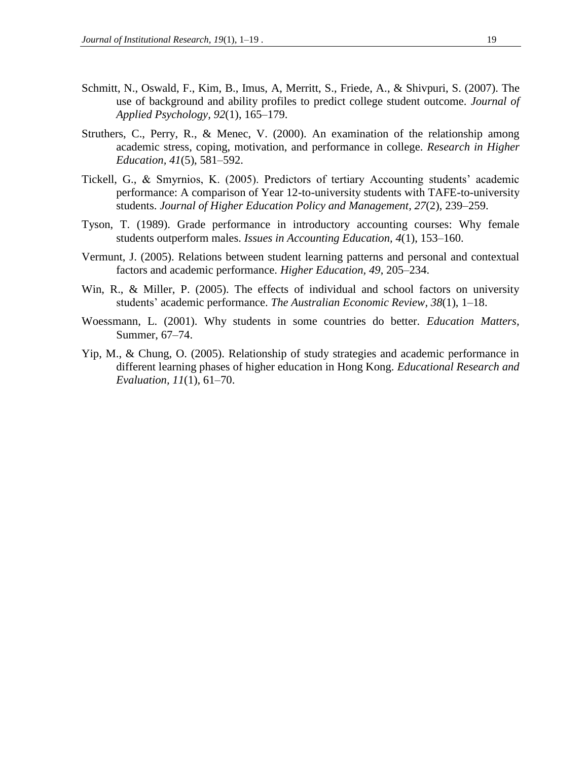Schmitt, N., Oswald, F., Kim, B., Imus, A, Merritt, S., Friede, A., & Shivpuri, S. (2007). The use of background and ability profiles to predict college student outcome. *Journal of Applied Psychology, 92*(1), 165–179.

Struthers, C., Perry, R., & Menec, V. (2000). An examination of the relationship among academic stress, coping, motivation, and performance in college. *Research in Higher Education, 41*(5), 581–592.

Tickell, G., & Smyrnios, K. (2005). Predictors of tertiary Accounting students' academic performance: A comparison of Year 12-to-university students with TAFE-to-university students. *Journal of Higher Education Policy and Management, 27*(2), 239–259.

Tyson, T. (1989). Grade performance in introductory accounting courses: Why female students outperform males. *Issues in Accounting Education, 4*(1), 153–160.

Vermunt, J. (2005). Relations between student learning patterns and personal and contextual factors and academic performance. *Higher Education, 49*, 205–234.

Win, R., & Miller, P. (2005). The effects of individual and school factors on university students' academic performance. *The Australian Economic Review, 38*(1), 1–18.

Woessmann, L. (2001). Why students in some countries do better. *Education Matters,* Summer, 67–74.

Yip, M., & Chung, O. (2005). Relationship of study strategies and academic performance in different learning phases of higher education in Hong Kong. *Educational Research and Evaluation, 11*(1), 61–70.